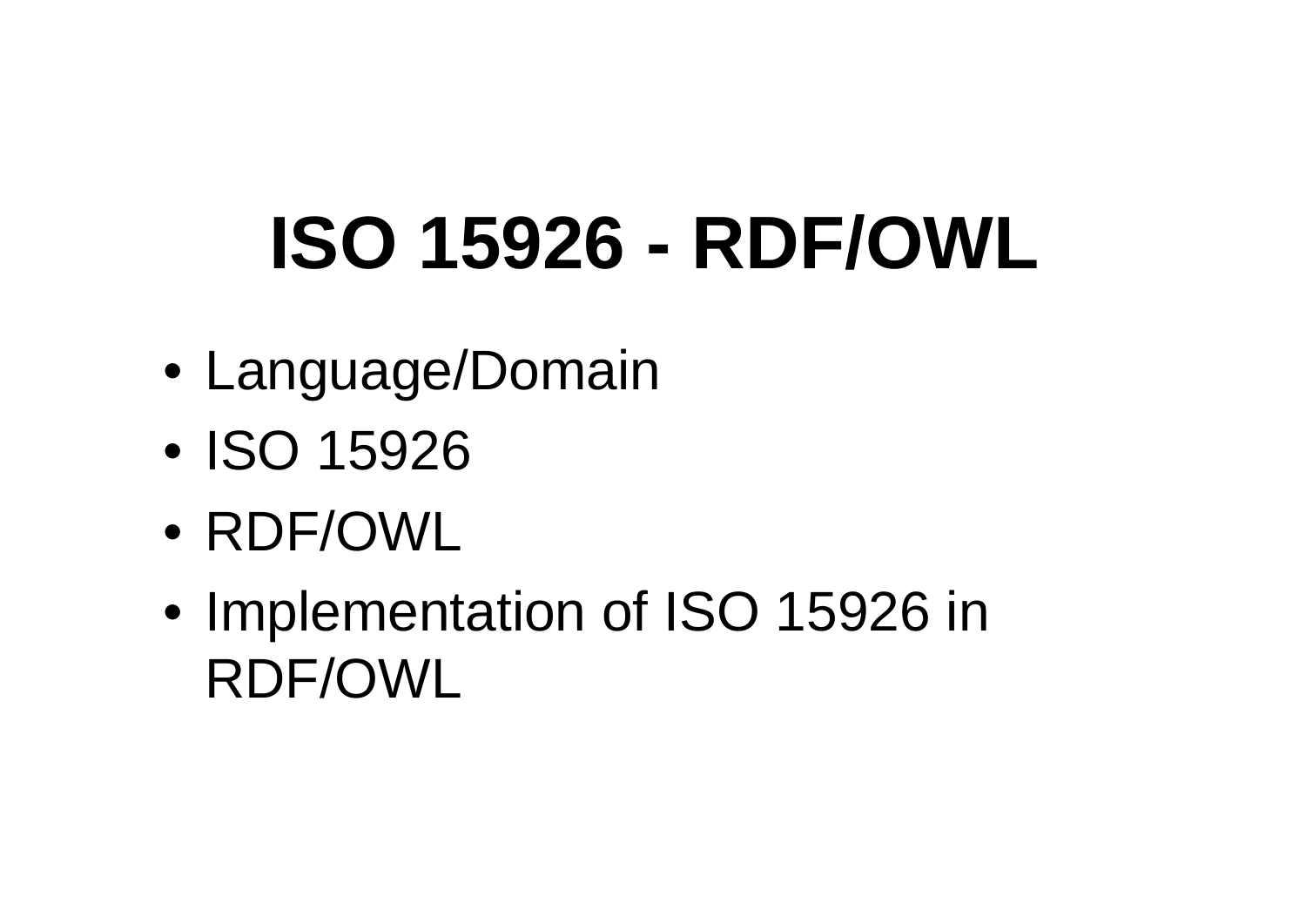# ISO 15926 - RDF/OWL

- Language/Domain
- ISO 15926
- RDF/OWL
- Implementation of ISO 15926 in RDF/OWL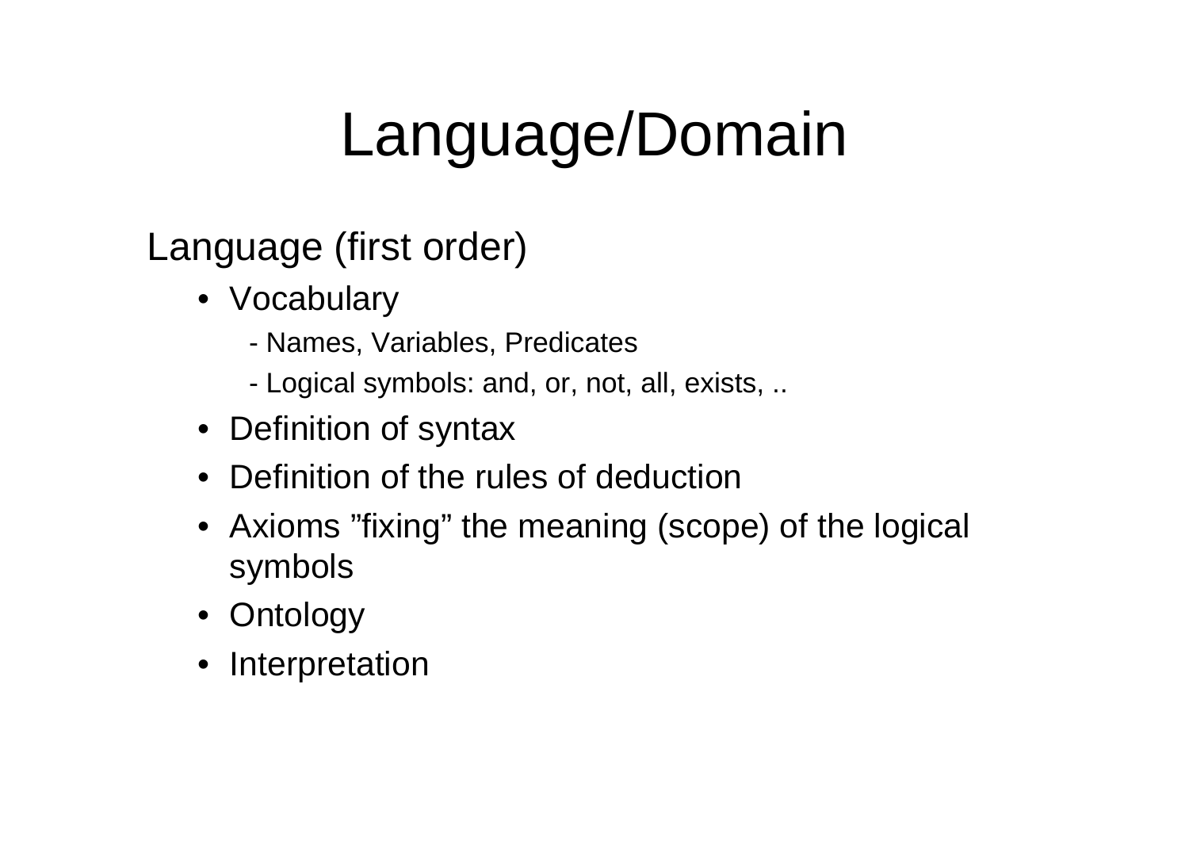# Language/Domain

Language (first order)

- Vocabulary
  - Names, Variables, Predicates
  - Logical symbols: and, or, not, all, exists, ..
- Definition of syntax
- Definition of the rules of deduction
- Axioms ”fixing” the meaning (scope) of the logical symbols
- Ontology
- Interpretation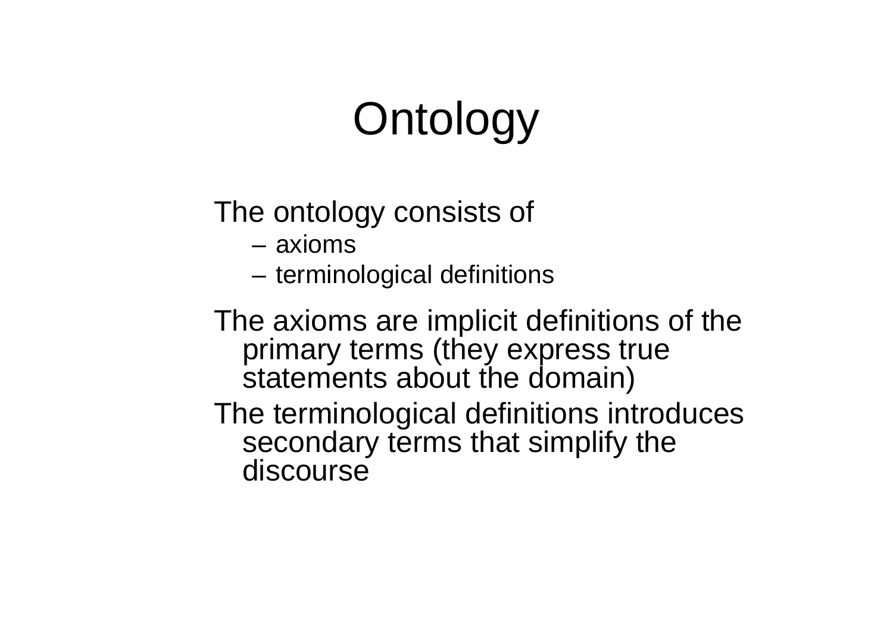# Ontology

The ontology consists of

- axioms
- terminological definitions

The axioms are implicit definitions of the primary terms (they express true statements about the domain)

The terminological definitions introduces secondary terms that simplify the discourse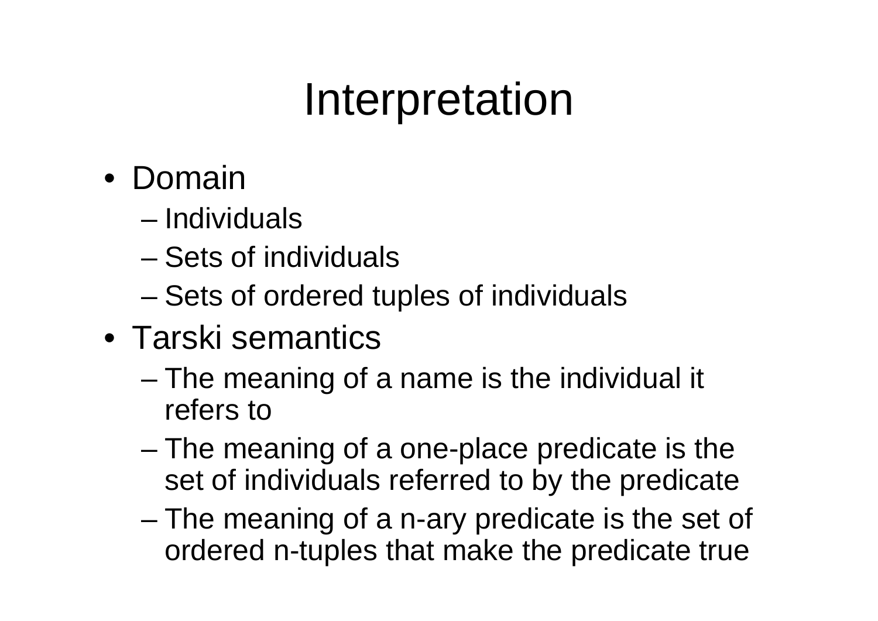# Interpretation

- Domain
  - Individuals
  - Sets of individuals
  - Sets of ordered tuples of individuals
- Tarski semantics
  - The meaning of a name is the individual it refers to
  - The meaning of a one-place predicate is the set of individuals referred to by the predicate
  - The meaning of a n-ary predicate is the set of ordered n-tuples that make the predicate true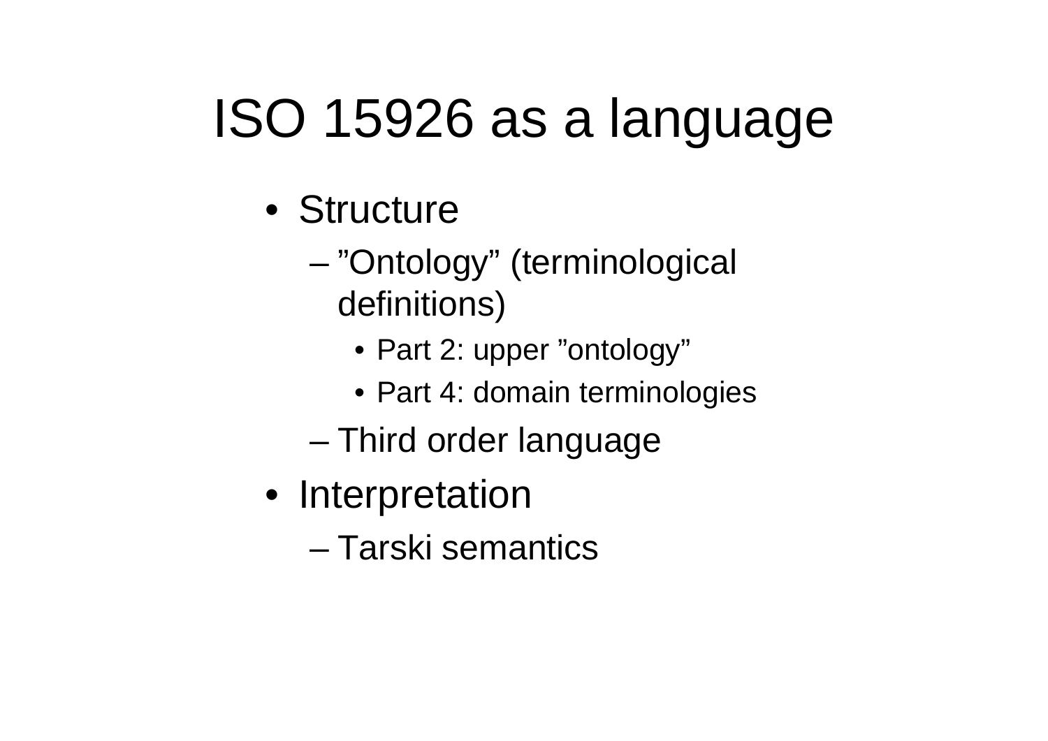# ISO 15926 as a language

- Structure
  - ”Ontology” (terminological definitions)
    - Part 2: upper ”ontology”
    - Part 4: domain terminologies
  - Third order language
- Interpretation
  - Tarski semantics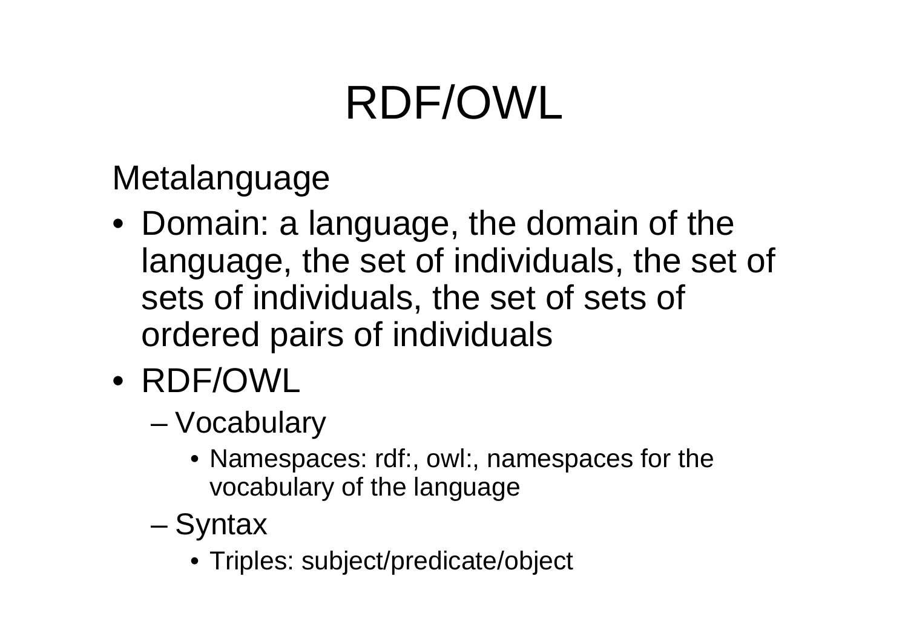# RDF/OWL

Metalanguage

- Domain: a language, the domain of the language, the set of individuals, the set of sets of individuals, the set of sets of ordered pairs of individuals
- RDF/OWL
  - Vocabulary
    - Namespaces: rdf:, owl:, namespaces for the vocabulary of the language
  - Syntax
    - Triples: subject/predicate/object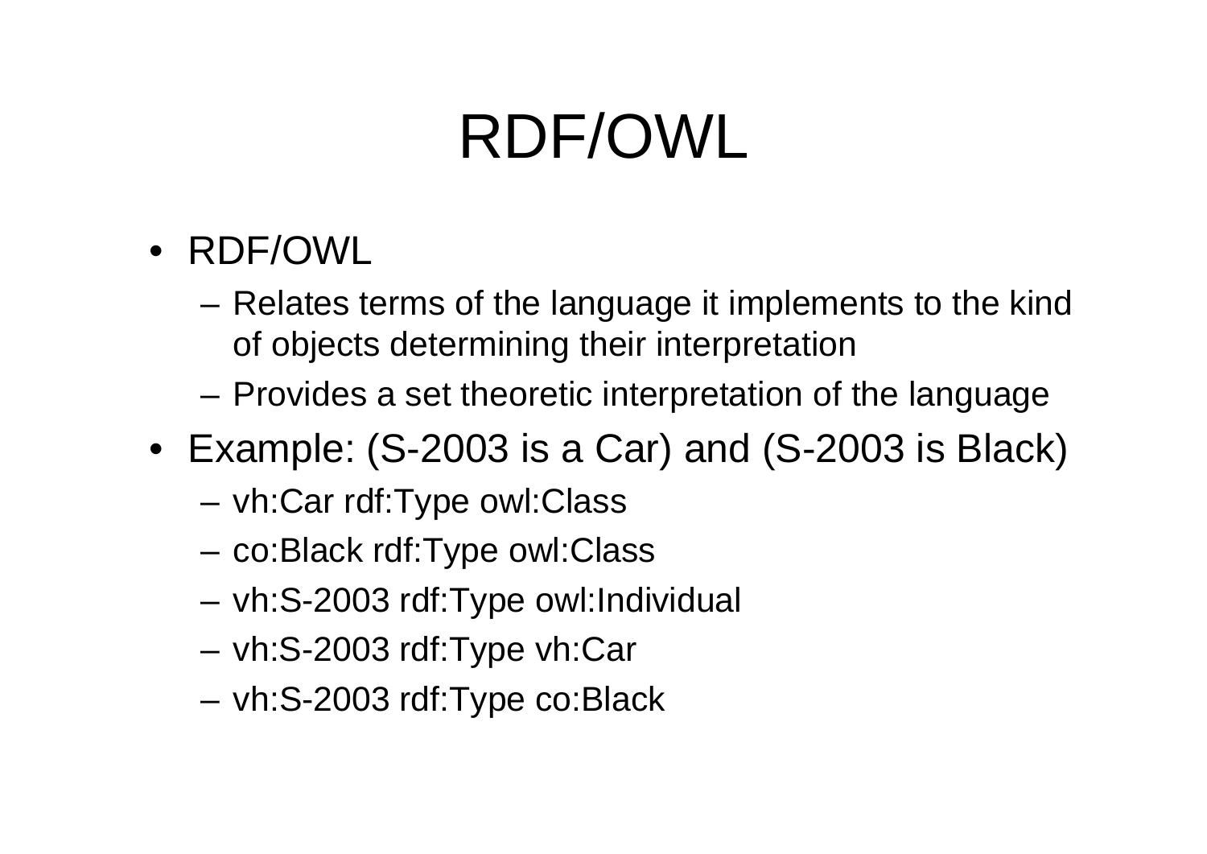# RDF/OWL

- RDF/OWL
  - Relates terms of the language it implements to the kind of objects determining their interpretation
  - Provides a set theoretic interpretation of the language
- Example: (S-2003 is a Car) and (S-2003 is Black)
  - vh:Car rdf:Type owl:Class
  - co:Black rdf:Type owl:Class
  - vh:S-2003 rdf:Type owl:Individual
  - vh:S-2003 rdf:Type vh:Car
  - vh:S-2003 rdf:Type co:Black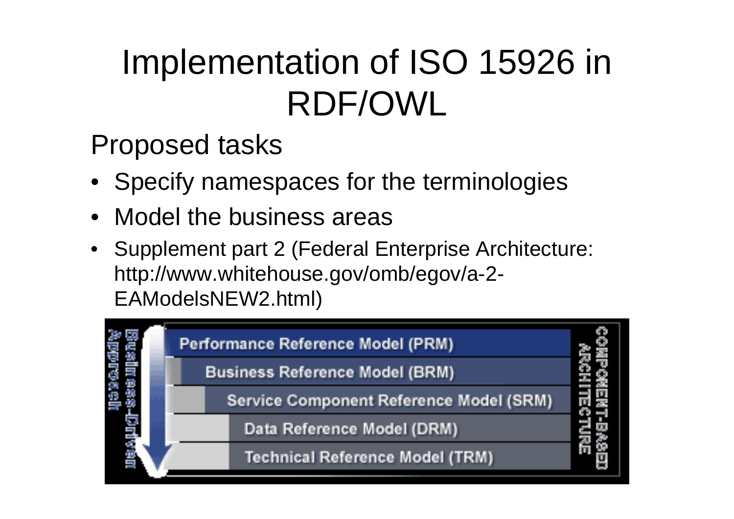# Implementation of ISO 15926 in RDF/OWL

## Proposed tasks

- Specify namespaces for the terminologies
- Model the business areas
- Supplement part 2 (Federal Enterprise Architecture: http://www.whitehouse.gov/omb/egov/a-2-EAModelsNEW2.html)

Business-Driven Approach

Performance Reference Model (PRM)

Business Reference Model (BRM)

Service Component Reference Model (SRM)

Data Reference Model (DRM)

Technical Reference Model (TRM)

COMPONENT-BASED ARCHITECTURE